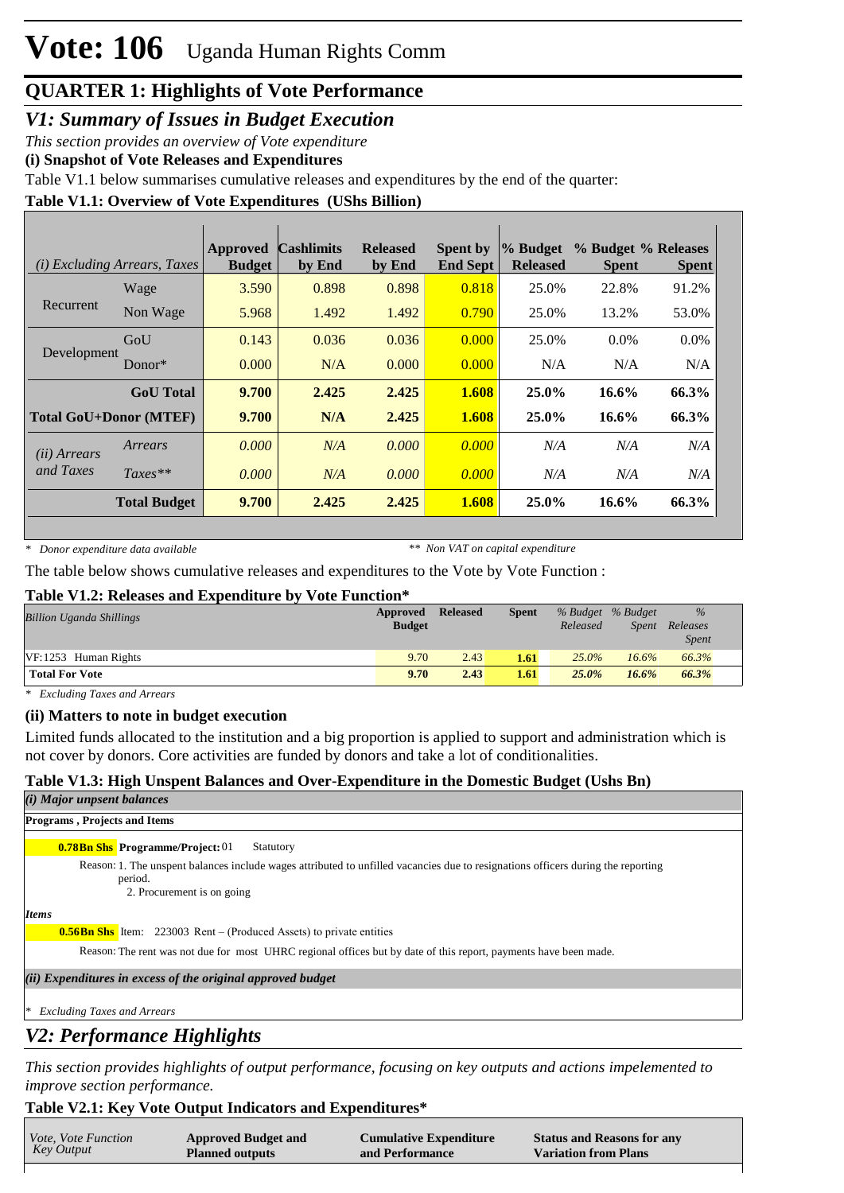# Vote: 106 Uganda Human Rights Comm

## QUARTER 1: Highlights of Vote Performance

### *V1: Summary of Issues in Budget Execution*

*This section provides an overview of Vote expenditure*

**(i) Snapshot of Vote Releases and Expenditures**

Table V1.1 below summarises cumulative releases and expenditures by the end of the quarter:

**Table V1.1: Overview of Vote Expenditures (UShs Billion)**

| *(i) Excluding Arrears, Taxes* | | Approved Budget | Cashlimits by End | Released by End | Spent by End Sept | % Budget Released | % Budget Spent | % Releases Spent |
|---|---|---|---|---|---|---|---|---|
| Recurrent | Wage | 3.590 | 0.898 | 0.898 | 0.818 | 25.0% | 22.8% | 91.2% |
| | Non Wage | 5.968 | 1.492 | 1.492 | 0.790 | 25.0% | 13.2% | 53.0% |
| Development | GoU | 0.143 | 0.036 | 0.036 | 0.000 | 25.0% | 0.0% | 0.0% |
| | Donor* | 0.000 | N/A | 0.000 | 0.000 | N/A | N/A | N/A |
| | **GoU Total** | **9.700** | **2.425** | **2.425** | **1.608** | **25.0%** | **16.6%** | **66.3%** |
| **Total GoU+Donor (MTEF)** | | **9.700** | **N/A** | **2.425** | **1.608** | **25.0%** | **16.6%** | **66.3%** |
| *(ii) Arrears and Taxes* | *Arrears* | *0.000* | *N/A* | *0.000* | *0.000* | *N/A* | *N/A* | *N/A* |
| | *Taxes*** | *0.000* | *N/A* | *0.000* | *0.000* | *N/A* | *N/A* | *N/A* |
| | **Total Budget** | **9.700** | **2.425** | **2.425** | **1.608** | **25.0%** | **16.6%** | **66.3%** |

\* *Donor expenditure data available* ** *Non VAT on capital expenditure*

The table below shows cumulative releases and expenditures to the Vote by Vote Function :

**Table V1.2: Releases and Expenditure by Vote Function***

| *Billion Uganda Shillings* | Approved Budget | Released | Spent | *% Budget Released* | *% Budget Spent* | *% Releases Spent* |
|---|---|---|---|---|---|---|
| VF:1253 Human Rights | 9.70 | 2.43 | 1.61 | *25.0%* | *16.6%* | *66.3%* |
| **Total For Vote** | **9.70** | **2.43** | **1.61** | ***25.0%*** | ***16.6%*** | ***66.3%*** |

\* *Excluding Taxes and Arrears*

**(ii) Matters to note in budget execution**

Limited funds allocated to the institution and a big proportion is applied to support and administration which is not cover by donors. Core activities are funded by donors and take a lot of conditionalities.

**Table V1.3: High Unspent Balances and Over-Expenditure in the Domestic Budget (Ushs Bn)**

***(i) Major unpsent balances***

**Programs , Projects and Items**

**0.78Bn Shs** **Programme/Project:** 01 Statutory

Reason: 1. The unspent balances include wages attributed to unfilled vacancies due to resignations officers during the reporting period.
2. Procurement is on going

***Items***

**0.56Bn Shs** Item: 223003 Rent – (Produced Assets) to private entities

Reason: The rent was not due for most UHRC regional offices but by date of this report, payments have been made.

***(ii) Expenditures in excess of the original approved budget***

\* *Excluding Taxes and Arrears*

### *V2: Performance Highlights*

*This section provides highlights of output performance, focusing on key outputs and actions impelemented to improve section performance.*

**Table V2.1: Key Vote Output Indicators and Expenditures***

| *Vote, Vote Function Key Output* | Approved Budget and Planned outputs | Cumulative Expenditure and Performance | Status and Reasons for any Variation from Plans |
|---|---|---|---|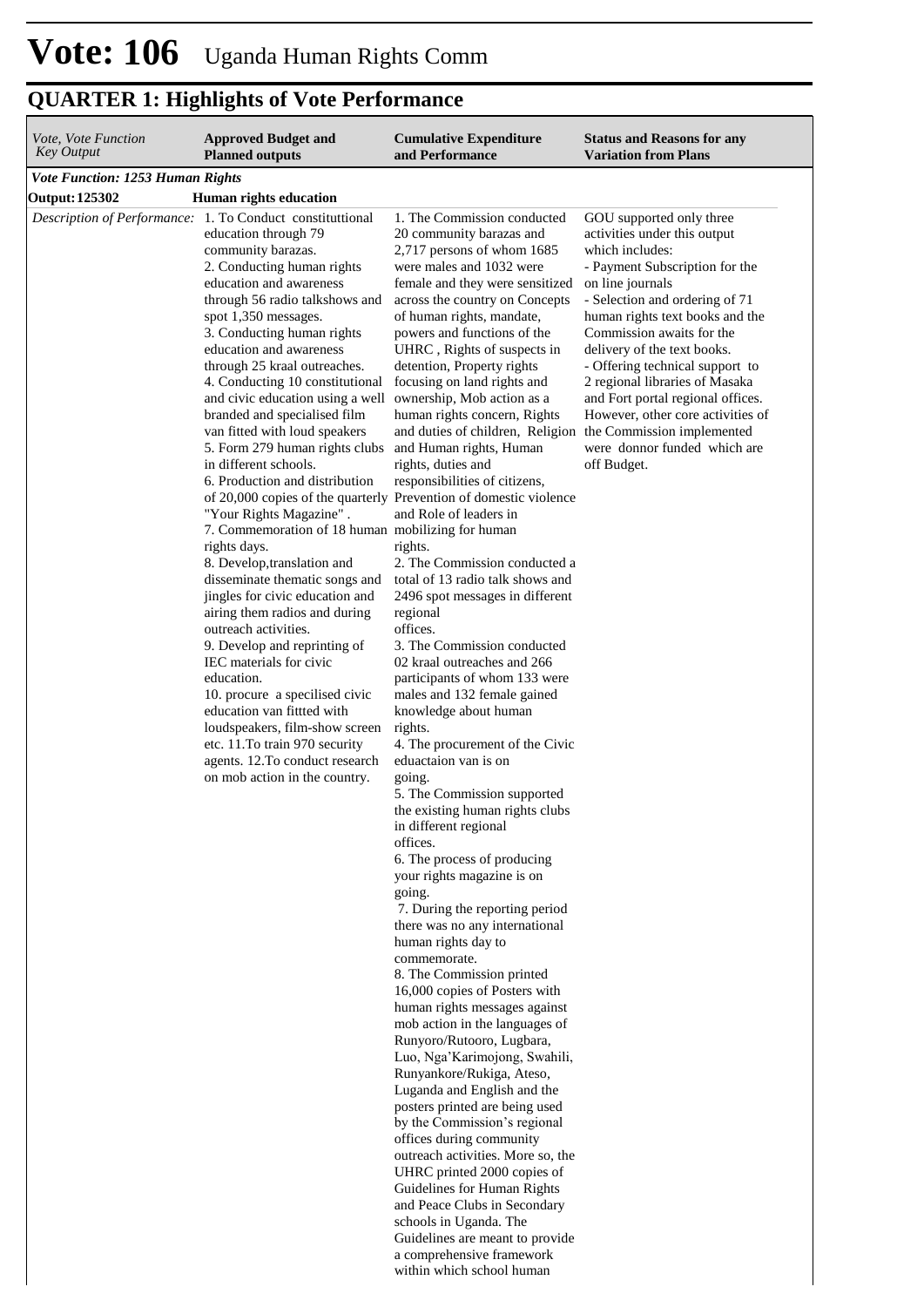# Vote: 106 Uganda Human Rights Comm

## QUARTER 1: Highlights of Vote Performance

| *Vote, Vote Function Key Output* | **Approved Budget and Planned outputs** | **Cumulative Expenditure and Performance** | **Status and Reasons for any Variation from Plans** |
|---|---|---|---|
| ***Vote Function: 1253 Human Rights*** | | | |
| **Output: 125302** | **Human rights education** | | |
| *Description of Performance:* | 1. To Conduct constitutional education through 79 community barazas.<br>2. Conducting human rights education and awareness through 56 radio talkshows and spot 1,350 messages.<br>3. Conducting human rights education and awareness through 25 kraal outreaches.<br>4. Conducting 10 constitutional and civic education using a well branded and specialised film van fitted with loud speakers<br>5. Form 279 human rights clubs in different schools.<br>6. Production and distribution of 20,000 copies of the quarterly "Your Rights Magazine" .<br>7. Commemoration of 18 human rights days.<br>8. Develop,translation and disseminate thematic songs and jingles for civic education and airing them radios and during outreach activities.<br>9. Develop and reprinting of IEC materials for civic education.<br>10. procure a specilised civic education van fittted with loudspeakers, film-show screen etc. 11.To train 970 security agents. 12.To conduct research on mob action in the country. | 1. The Commission conducted 20 community barazas and 2,717 persons of whom 1685 were males and 1032 were female and they were sensitized across the country on Concepts of human rights, mandate, powers and functions of the UHRC , Rights of suspects in detention, Property rights focusing on land rights and ownership, Mob action as a human rights concern, Rights and duties of children, Religion and Human rights, Human rights, duties and responsibilities of citizens, Prevention of domestic violence and Role of leaders in mobilizing for human rights.<br>2. The Commission conducted a total of 13 radio talk shows and 2496 spot messages in different regional offices.<br>3. The Commission conducted 02 kraal outreaches and 266 participants of whom 133 were males and 132 female gained knowledge about human rights.<br>4. The procurement of the Civic eduactaion van is on going.<br>5. The Commission supported the existing human rights clubs in different regional offices.<br>6. The process of producing your rights magazine is on going.<br>7. During the reporting period there was no any international human rights day to commemorate.<br>8. The Commission printed 16,000 copies of Posters with human rights messages against mob action in the languages of Runyoro/Rutooro, Lugbara, Luo, Nga'Karimojong, Swahili, Runyankore/Rukiga, Ateso, Luganda and English and the posters printed are being used by the Commission's regional offices during community outreach activities. More so, the UHRC printed 2000 copies of Guidelines for Human Rights and Peace Clubs in Secondary schools in Uganda. The Guidelines are meant to provide a comprehensive framework within which school human | GOU supported only three activities under this output which includes:<br>- Payment Subscription for the on line journals<br>- Selection and ordering of 71 human rights text books and the Commission awaits for the delivery of the text books.<br>- Offering technical support to 2 regional libraries of Masaka and Fort portal regional offices. However, other core activities of the Commission implemented were donnor funded which are off Budget. |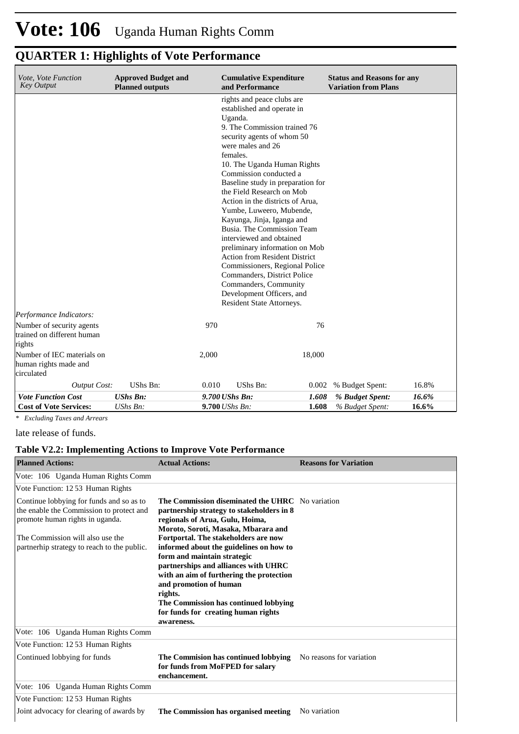# Vote: 106 Uganda Human Rights Comm

## QUARTER 1: Highlights of Vote Performance

| *Vote, Vote Function Key Output* | **Approved Budget and Planned outputs** | | **Cumulative Expenditure and Performance** | | **Status and Reasons for any Variation from Plans** | |
|---|---|---|---|---|---|---|
| | | | rights and peace clubs are established and operate in Uganda.<br>9. The Commission trained 76 security agents of whom 50 were males and 26 females.<br>10. The Uganda Human Rights Commission conducted a Baseline study in preparation for the Field Research on Mob Action in the districts of Arua, Yumbe, Luweero, Mubende, Kayunga, Jinja, Iganga and Busia. The Commission Team interviewed and obtained preliminary information on Mob Action from Resident District Commissioners, Regional Police Commanders, District Police Commanders, Community Development Officers, and Resident State Attorneys. | | | |
| *Performance Indicators:* | | | | | | |
| Number of security agents trained on different human rights | | 970 | | 76 | | |
| Number of IEC materials on human rights made and circulated | | 2,000 | | 18,000 | | |
| *Output Cost:* | UShs Bn: | 0.010 | UShs Bn: | 0.002 | % Budget Spent: | 16.8% |
| ***Vote Function Cost*** | ***UShs Bn:*** | ***9.700*** | ***UShs Bn:*** | ***1.608*** | ***% Budget Spent:*** | ***16.6%*** |
| **Cost of Vote Services:** | *UShs Bn:* | **9.700** | *UShs Bn:* | **1.608** | *% Budget Spent:* | **16.6%** |

*\* Excluding Taxes and Arrears*

late release of funds.

### Table V2.2: Implementing Actions to Improve Vote Performance

| **Planned Actions:** | **Actual Actions:** | **Reasons for Variation** |
|---|---|---|
| Vote: 106 Uganda Human Rights Comm | | |
| Vote Function: 12 53 Human Rights | | |
| Continue lobbying for funds and so as to the enable the Commission to protect and promote human rights in uganda.<br><br>The Commission will also use the partnerhip strategy to reach to the public. | **The Commission diseminated the UHRC partnership strategy to stakeholders in 8 regionals of Arua, Gulu, Hoima, Moroto, Soroti, Masaka, Mbarara and Fortportal. The stakeholders are now informed about the guidelines on how to form and maintain strategic partnerships and alliances with UHRC with an aim of furthering the protection and promotion of human rights.<br>The Commission has continued lobbying for funds for creating human rights awareness.** | No variation |
| Vote: 106 Uganda Human Rights Comm | | |
| Vote Function: 12 53 Human Rights | | |
| Continued lobbying for funds | **The Commision has continued lobbying for funds from MoFPED for salary enchancement.** | No reasons for variation |
| Vote: 106 Uganda Human Rights Comm | | |
| Vote Function: 12 53 Human Rights | | |
| Joint advocacy for clearing of awards by | **The Commission has organised meeting** | No variation |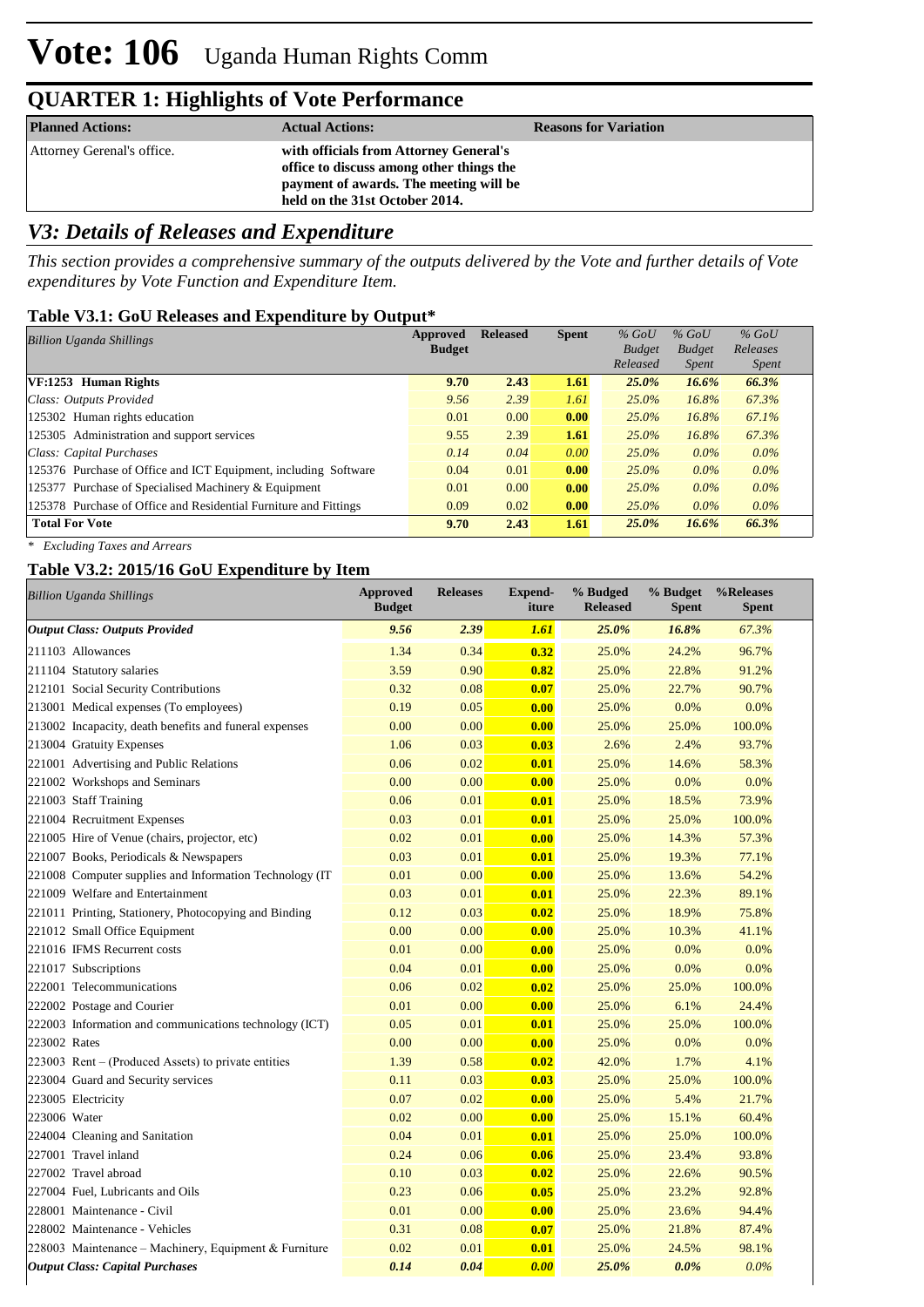# Vote: 106 Uganda Human Rights Comm

## QUARTER 1: Highlights of Vote Performance

| Planned Actions: | Actual Actions: | Reasons for Variation |
|---|---|---|
| Attorney Gerenal's office. | **with officials from Attorney General's office to discuss among other things the payment of awards. The meeting will be held on the 31st October 2014.** | |

## *V3: Details of Releases and Expenditure*

*This section provides a comprehensive summary of the outputs delivered by the Vote and further details of Vote expenditures by Vote Function and Expenditure Item.*

### Table V3.1: GoU Releases and Expenditure by Output*

| *Billion Uganda Shillings* | Approved Budget | Released | Spent | *% GoU Budget Released* | *% GoU Budget Spent* | *% GoU Releases Spent* |
|---|---|---|---|---|---|---|
| **VF:1253 Human Rights** | **9.70** | **2.43** | **1.61** | ***25.0%*** | ***16.6%*** | ***66.3%*** |
| *Class: Outputs Provided* | *9.56* | *2.39* | *1.61* | *25.0%* | *16.8%* | *67.3%* |
| 125302 Human rights education | 0.01 | 0.00 | **0.00** | *25.0%* | *16.8%* | *67.1%* |
| 125305 Administration and support services | 9.55 | 2.39 | **1.61** | *25.0%* | *16.8%* | *67.3%* |
| *Class: Capital Purchases* | *0.14* | *0.04* | *0.00* | *25.0%* | *0.0%* | *0.0%* |
| 125376 Purchase of Office and ICT Equipment, including Software | 0.04 | 0.01 | **0.00** | *25.0%* | *0.0%* | *0.0%* |
| 125377 Purchase of Specialised Machinery & Equipment | 0.01 | 0.00 | **0.00** | *25.0%* | *0.0%* | *0.0%* |
| 125378 Purchase of Office and Residential Furniture and Fittings | 0.09 | 0.02 | **0.00** | *25.0%* | *0.0%* | *0.0%* |
| **Total For Vote** | **9.70** | **2.43** | **1.61** | ***25.0%*** | ***16.6%*** | ***66.3%*** |

*\* Excluding Taxes and Arrears*

### Table V3.2: 2015/16 GoU Expenditure by Item

| *Billion Uganda Shillings* | Approved Budget | Releases | Expend-iture | % Budged Released | % Budget Spent | %Releases Spent |
|---|---|---|---|---|---|---|
| ***Output Class: Outputs Provided*** | ***9.56*** | ***2.39*** | ***1.61*** | ***25.0%*** | ***16.8%*** | *67.3%* |
| 211103 Allowances | 1.34 | 0.34 | **0.32** | 25.0% | 24.2% | 96.7% |
| 211104 Statutory salaries | 3.59 | 0.90 | **0.82** | 25.0% | 22.8% | 91.2% |
| 212101 Social Security Contributions | 0.32 | 0.08 | **0.07** | 25.0% | 22.7% | 90.7% |
| 213001 Medical expenses (To employees) | 0.19 | 0.05 | **0.00** | 25.0% | 0.0% | 0.0% |
| 213002 Incapacity, death benefits and funeral expenses | 0.00 | 0.00 | **0.00** | 25.0% | 25.0% | 100.0% |
| 213004 Gratuity Expenses | 1.06 | 0.03 | **0.03** | 2.6% | 2.4% | 93.7% |
| 221001 Advertising and Public Relations | 0.06 | 0.02 | **0.01** | 25.0% | 14.6% | 58.3% |
| 221002 Workshops and Seminars | 0.00 | 0.00 | **0.00** | 25.0% | 0.0% | 0.0% |
| 221003 Staff Training | 0.06 | 0.01 | **0.01** | 25.0% | 18.5% | 73.9% |
| 221004 Recruitment Expenses | 0.03 | 0.01 | **0.01** | 25.0% | 25.0% | 100.0% |
| 221005 Hire of Venue (chairs, projector, etc) | 0.02 | 0.01 | **0.00** | 25.0% | 14.3% | 57.3% |
| 221007 Books, Periodicals & Newspapers | 0.03 | 0.01 | **0.01** | 25.0% | 19.3% | 77.1% |
| 221008 Computer supplies and Information Technology (IT | 0.01 | 0.00 | **0.00** | 25.0% | 13.6% | 54.2% |
| 221009 Welfare and Entertainment | 0.03 | 0.01 | **0.01** | 25.0% | 22.3% | 89.1% |
| 221011 Printing, Stationery, Photocopying and Binding | 0.12 | 0.03 | **0.02** | 25.0% | 18.9% | 75.8% |
| 221012 Small Office Equipment | 0.00 | 0.00 | **0.00** | 25.0% | 10.3% | 41.1% |
| 221016 IFMS Recurrent costs | 0.01 | 0.00 | **0.00** | 25.0% | 0.0% | 0.0% |
| 221017 Subscriptions | 0.04 | 0.01 | **0.00** | 25.0% | 0.0% | 0.0% |
| 222001 Telecommunications | 0.06 | 0.02 | **0.02** | 25.0% | 25.0% | 100.0% |
| 222002 Postage and Courier | 0.01 | 0.00 | **0.00** | 25.0% | 6.1% | 24.4% |
| 222003 Information and communications technology (ICT) | 0.05 | 0.01 | **0.01** | 25.0% | 25.0% | 100.0% |
| 223002 Rates | 0.00 | 0.00 | **0.00** | 25.0% | 0.0% | 0.0% |
| 223003 Rent – (Produced Assets) to private entities | 1.39 | 0.58 | **0.02** | 42.0% | 1.7% | 4.1% |
| 223004 Guard and Security services | 0.11 | 0.03 | **0.03** | 25.0% | 25.0% | 100.0% |
| 223005 Electricity | 0.07 | 0.02 | **0.00** | 25.0% | 5.4% | 21.7% |
| 223006 Water | 0.02 | 0.00 | **0.00** | 25.0% | 15.1% | 60.4% |
| 224004 Cleaning and Sanitation | 0.04 | 0.01 | **0.01** | 25.0% | 25.0% | 100.0% |
| 227001 Travel inland | 0.24 | 0.06 | **0.06** | 25.0% | 23.4% | 93.8% |
| 227002 Travel abroad | 0.10 | 0.03 | **0.02** | 25.0% | 22.6% | 90.5% |
| 227004 Fuel, Lubricants and Oils | 0.23 | 0.06 | **0.05** | 25.0% | 23.2% | 92.8% |
| 228001 Maintenance - Civil | 0.01 | 0.00 | **0.00** | 25.0% | 23.6% | 94.4% |
| 228002 Maintenance - Vehicles | 0.31 | 0.08 | **0.07** | 25.0% | 21.8% | 87.4% |
| 228003 Maintenance – Machinery, Equipment & Furniture | 0.02 | 0.01 | **0.01** | 25.0% | 24.5% | 98.1% |
| ***Output Class: Capital Purchases*** | ***0.14*** | ***0.04*** | ***0.00*** | ***25.0%*** | ***0.0%*** | *0.0%* |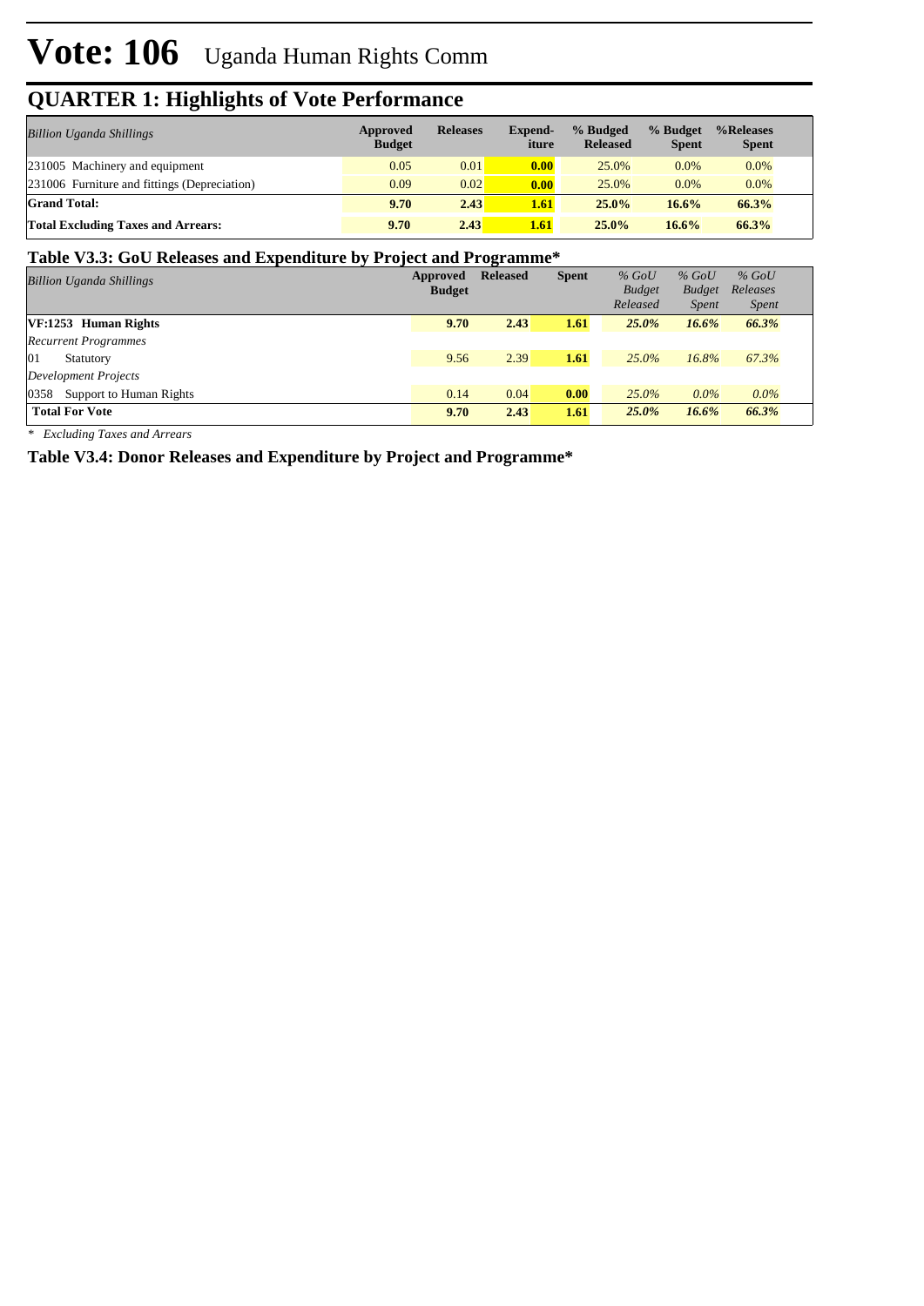# Vote: 106 Uganda Human Rights Comm

## QUARTER 1: Highlights of Vote Performance

| *Billion Uganda Shillings* | Approved Budget | Releases | Expend-iture | % Budged Released | % Budget Spent | %Releases Spent |
|---|---|---|---|---|---|---|
| 231005 Machinery and equipment | 0.05 | 0.01 | **0.00** | 25.0% | 0.0% | 0.0% |
| 231006 Furniture and fittings (Depreciation) | 0.09 | 0.02 | **0.00** | 25.0% | 0.0% | 0.0% |
| **Grand Total:** | **9.70** | **2.43** | **1.61** | **25.0%** | **16.6%** | **66.3%** |
| **Total Excluding Taxes and Arrears:** | **9.70** | **2.43** | **1.61** | **25.0%** | **16.6%** | **66.3%** |

### Table V3.3: GoU Releases and Expenditure by Project and Programme*

| *Billion Uganda Shillings* | Approved Budget | Released | Spent | *% GoU Budget Released* | *% GoU Budget Spent* | *% GoU Releases Spent* |
|---|---|---|---|---|---|---|
| **VF:1253 Human Rights** | **9.70** | **2.43** | **1.61** | ***25.0%*** | ***16.6%*** | ***66.3%*** |
| *Recurrent Programmes* | | | | | | |
| 01 Statutory | 9.56 | 2.39 | **1.61** | *25.0%* | *16.8%* | *67.3%* |
| *Development Projects* | | | | | | |
| 0358 Support to Human Rights | 0.14 | 0.04 | **0.00** | *25.0%* | *0.0%* | *0.0%* |
| **Total For Vote** | **9.70** | **2.43** | **1.61** | ***25.0%*** | ***16.6%*** | ***66.3%*** |

*\* Excluding Taxes and Arrears*

### Table V3.4: Donor Releases and Expenditure by Project and Programme*